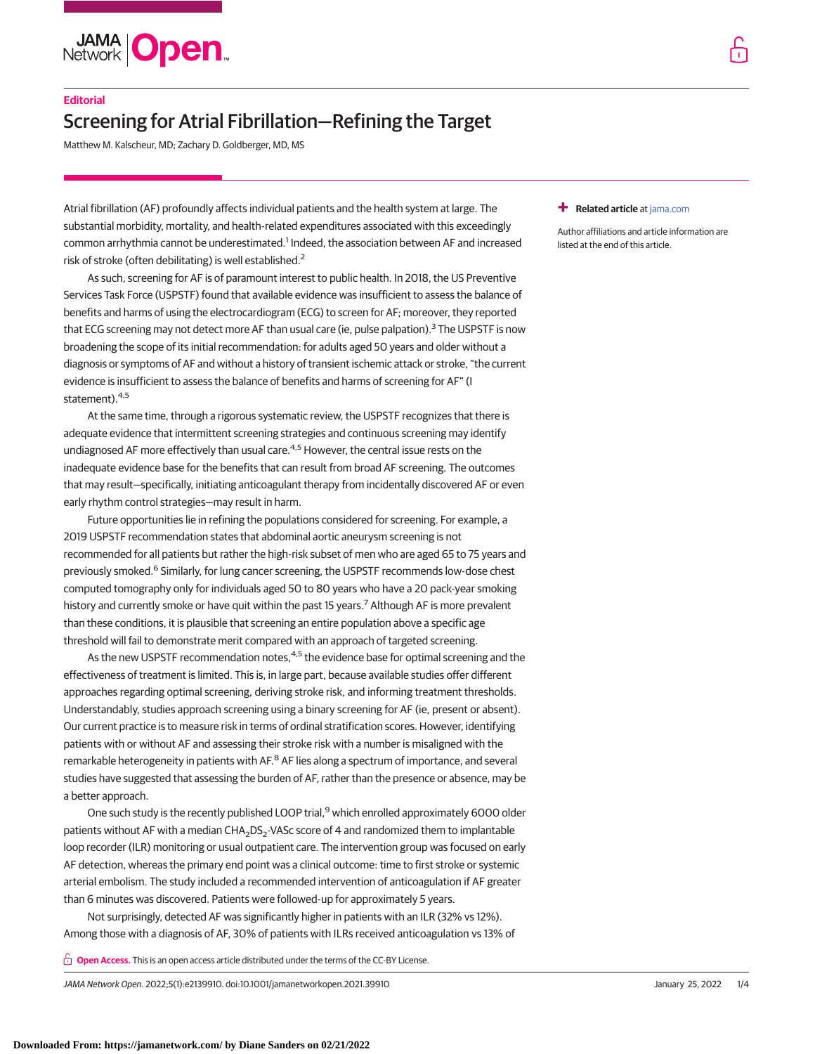Editorial

# Screening for Atrial Fibrillation—Refining the Target

Matthew M. Kalscheur, MD; Zachary D. Goldberger, MD, MS

Related article at jama.com

Author affiliations and article information are listed at the end of this article.

Atrial fibrillation (AF) profoundly affects individual patients and the health system at large. The substantial morbidity, mortality, and health-related expenditures associated with this exceedingly common arrhythmia cannot be underestimated.[1] Indeed, the association between AF and increased risk of stroke (often debilitating) is well established.[2]

As such, screening for AF is of paramount interest to public health. In 2018, the US Preventive Services Task Force (USPSTF) found that available evidence was insufficient to assess the balance of benefits and harms of using the electrocardiogram (ECG) to screen for AF; moreover, they reported that ECG screening may not detect more AF than usual care (ie, pulse palpation).[3] The USPSTF is now broadening the scope of its initial recommendation: for adults aged 50 years and older without a diagnosis or symptoms of AF and without a history of transient ischemic attack or stroke, "the current evidence is insufficient to assess the balance of benefits and harms of screening for AF" (I statement).[4,5]

At the same time, through a rigorous systematic review, the USPSTF recognizes that there is adequate evidence that intermittent screening strategies and continuous screening may identify undiagnosed AF more effectively than usual care.[4,5] However, the central issue rests on the inadequate evidence base for the benefits that can result from broad AF screening. The outcomes that may result—specifically, initiating anticoagulant therapy from incidentally discovered AF or even early rhythm control strategies—may result in harm.

Future opportunities lie in refining the populations considered for screening. For example, a 2019 USPSTF recommendation states that abdominal aortic aneurysm screening is not recommended for all patients but rather the high-risk subset of men who are aged 65 to 75 years and previously smoked.[6] Similarly, for lung cancer screening, the USPSTF recommends low-dose chest computed tomography only for individuals aged 50 to 80 years who have a 20 pack-year smoking history and currently smoke or have quit within the past 15 years.[7] Although AF is more prevalent than these conditions, it is plausible that screening an entire population above a specific age threshold will fail to demonstrate merit compared with an approach of targeted screening.

As the new USPSTF recommendation notes,[4,5] the evidence base for optimal screening and the effectiveness of treatment is limited. This is, in large part, because available studies offer different approaches regarding optimal screening, deriving stroke risk, and informing treatment thresholds. Understandably, studies approach screening using a binary screening for AF (ie, present or absent). Our current practice is to measure risk in terms of ordinal stratification scores. However, identifying patients with or without AF and assessing their stroke risk with a number is misaligned with the remarkable heterogeneity in patients with AF.[8] AF lies along a spectrum of importance, and several studies have suggested that assessing the burden of AF, rather than the presence or absence, may be a better approach.

One such study is the recently published LOOP trial,[9] which enrolled approximately 6000 older patients without AF with a median $CHA_2DS_2$-VASc score of 4 and randomized them to implantable loop recorder (ILR) monitoring or usual outpatient care. The intervention group was focused on early AF detection, whereas the primary end point was a clinical outcome: time to first stroke or systemic arterial embolism. The study included a recommended intervention of anticoagulation if AF greater than 6 minutes was discovered. Patients were followed-up for approximately 5 years.

Not surprisingly, detected AF was significantly higher in patients with an ILR (32% vs 12%). Among those with a diagnosis of AF, 30% of patients with ILRs received anticoagulation vs 13% of

Open Access. This is an open access article distributed under the terms of the CC-BY License.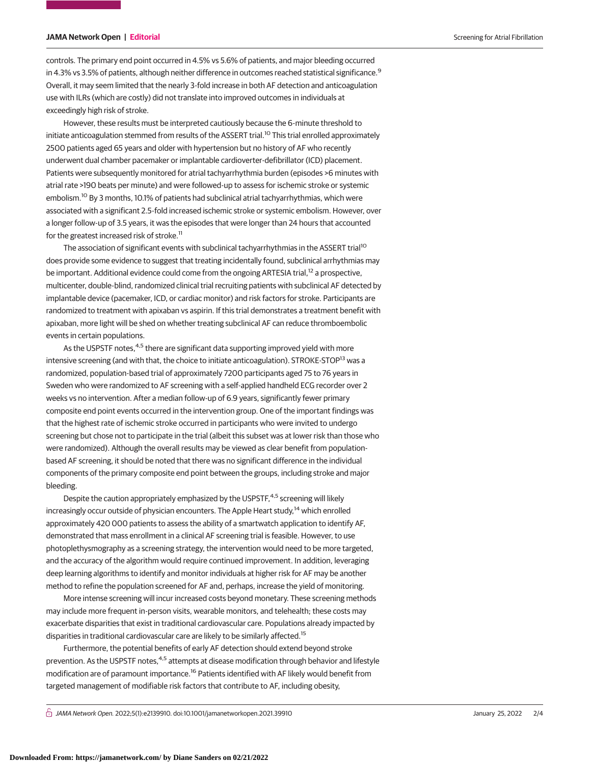controls. The primary end point occurred in 4.5% vs 5.6% of patients, and major bleeding occurred in 4.3% vs 3.5% of patients, although neither difference in outcomes reached statistical significance.[9] Overall, it may seem limited that the nearly 3-fold increase in both AF detection and anticoagulation use with ILRs (which are costly) did not translate into improved outcomes in individuals at exceedingly high risk of stroke.

However, these results must be interpreted cautiously because the 6-minute threshold to initiate anticoagulation stemmed from results of the ASSERT trial.[10] This trial enrolled approximately 2500 patients aged 65 years and older with hypertension but no history of AF who recently underwent dual chamber pacemaker or implantable cardioverter-defibrillator (ICD) placement. Patients were subsequently monitored for atrial tachyarrhythmia burden (episodes >6 minutes with atrial rate >190 beats per minute) and were followed-up to assess for ischemic stroke or systemic embolism.[10] By 3 months, 10.1% of patients had subclinical atrial tachyarrhythmias, which were associated with a significant 2.5-fold increased ischemic stroke or systemic embolism. However, over a longer follow-up of 3.5 years, it was the episodes that were longer than 24 hours that accounted for the greatest increased risk of stroke.[11]

The association of significant events with subclinical tachyarrhythmias in the ASSERT trial[10] does provide some evidence to suggest that treating incidentally found, subclinical arrhythmias may be important. Additional evidence could come from the ongoing ARTESIA trial,[12] a prospective, multicenter, double-blind, randomized clinical trial recruiting patients with subclinical AF detected by implantable device (pacemaker, ICD, or cardiac monitor) and risk factors for stroke. Participants are randomized to treatment with apixaban vs aspirin. If this trial demonstrates a treatment benefit with apixaban, more light will be shed on whether treating subclinical AF can reduce thromboembolic events in certain populations.

As the USPSTF notes,[4,5] there are significant data supporting improved yield with more intensive screening (and with that, the choice to initiate anticoagulation). STROKE-STOP[13] was a randomized, population-based trial of approximately 7200 participants aged 75 to 76 years in Sweden who were randomized to AF screening with a self-applied handheld ECG recorder over 2 weeks vs no intervention. After a median follow-up of 6.9 years, significantly fewer primary composite end point events occurred in the intervention group. One of the important findings was that the highest rate of ischemic stroke occurred in participants who were invited to undergo screening but chose not to participate in the trial (albeit this subset was at lower risk than those who were randomized). Although the overall results may be viewed as clear benefit from population-based AF screening, it should be noted that there was no significant difference in the individual components of the primary composite end point between the groups, including stroke and major bleeding.

Despite the caution appropriately emphasized by the USPSTF,[4,5] screening will likely increasingly occur outside of physician encounters. The Apple Heart study,[14] which enrolled approximately 420 000 patients to assess the ability of a smartwatch application to identify AF, demonstrated that mass enrollment in a clinical AF screening trial is feasible. However, to use photoplethysmography as a screening strategy, the intervention would need to be more targeted, and the accuracy of the algorithm would require continued improvement. In addition, leveraging deep learning algorithms to identify and monitor individuals at higher risk for AF may be another method to refine the population screened for AF and, perhaps, increase the yield of monitoring.

More intense screening will incur increased costs beyond monetary. These screening methods may include more frequent in-person visits, wearable monitors, and telehealth; these costs may exacerbate disparities that exist in traditional cardiovascular care. Populations already impacted by disparities in traditional cardiovascular care are likely to be similarly affected.[15]

Furthermore, the potential benefits of early AF detection should extend beyond stroke prevention. As the USPSTF notes,[4,5] attempts at disease modification through behavior and lifestyle modification are of paramount importance.[16] Patients identified with AF likely would benefit from targeted management of modifiable risk factors that contribute to AF, including obesity,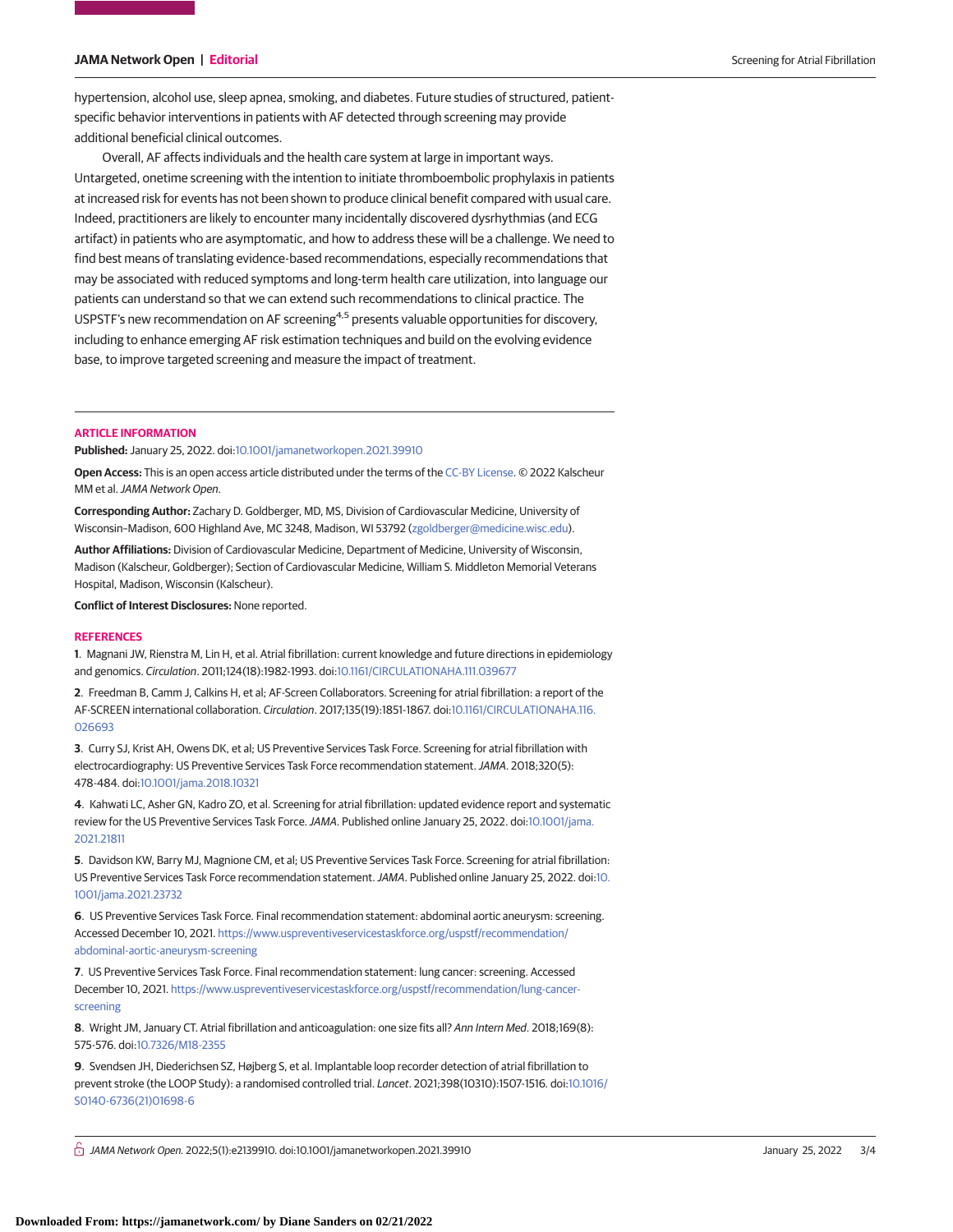hypertension, alcohol use, sleep apnea, smoking, and diabetes. Future studies of structured, patient-specific behavior interventions in patients with AF detected through screening may provide additional beneficial clinical outcomes.

Overall, AF affects individuals and the health care system at large in important ways. Untargeted, onetime screening with the intention to initiate thromboembolic prophylaxis in patients at increased risk for events has not been shown to produce clinical benefit compared with usual care. Indeed, practitioners are likely to encounter many incidentally discovered dysrhythmias (and ECG artifact) in patients who are asymptomatic, and how to address these will be a challenge. We need to find best means of translating evidence-based recommendations, especially recommendations that may be associated with reduced symptoms and long-term health care utilization, into language our patients can understand so that we can extend such recommendations to clinical practice. The USPSTF's new recommendation on AF screening[4,5] presents valuable opportunities for discovery, including to enhance emerging AF risk estimation techniques and build on the evolving evidence base, to improve targeted screening and measure the impact of treatment.

## ARTICLE INFORMATION

**Published:** January 25, 2022. doi:10.1001/jamanetworkopen.2021.39910

**Open Access:** This is an open access article distributed under the terms of the CC-BY License. © 2022 Kalscheur MM et al. *JAMA Network Open*.

**Corresponding Author:** Zachary D. Goldberger, MD, MS, Division of Cardiovascular Medicine, University of Wisconsin–Madison, 600 Highland Ave, MC 3248, Madison, WI 53792 (zgoldberger@medicine.wisc.edu).

**Author Affiliations:** Division of Cardiovascular Medicine, Department of Medicine, University of Wisconsin, Madison (Kalscheur, Goldberger); Section of Cardiovascular Medicine, William S. Middleton Memorial Veterans Hospital, Madison, Wisconsin (Kalscheur).

**Conflict of Interest Disclosures:** None reported.

## REFERENCES

**1**. Magnani JW, Rienstra M, Lin H, et al. Atrial fibrillation: current knowledge and future directions in epidemiology and genomics. *Circulation*. 2011;124(18):1982-1993. doi:10.1161/CIRCULATIONAHA.111.039677

**2**. Freedman B, Camm J, Calkins H, et al; AF-Screen Collaborators. Screening for atrial fibrillation: a report of the AF-SCREEN international collaboration. *Circulation*. 2017;135(19):1851-1867. doi:10.1161/CIRCULATIONAHA.116.026693

**3**. Curry SJ, Krist AH, Owens DK, et al; US Preventive Services Task Force. Screening for atrial fibrillation with electrocardiography: US Preventive Services Task Force recommendation statement. *JAMA*. 2018;320(5):478-484. doi:10.1001/jama.2018.10321

**4**. Kahwati LC, Asher GN, Kadro ZO, et al. Screening for atrial fibrillation: updated evidence report and systematic review for the US Preventive Services Task Force. *JAMA*. Published online January 25, 2022. doi:10.1001/jama.2021.21811

**5**. Davidson KW, Barry MJ, Magnione CM, et al; US Preventive Services Task Force. Screening for atrial fibrillation: US Preventive Services Task Force recommendation statement. *JAMA*. Published online January 25, 2022. doi:10.1001/jama.2021.23732

**6**. US Preventive Services Task Force. Final recommendation statement: abdominal aortic aneurysm: screening. Accessed December 10, 2021. https://www.uspreventiveservicestaskforce.org/uspstf/recommendation/abdominal-aortic-aneurysm-screening

**7**. US Preventive Services Task Force. Final recommendation statement: lung cancer: screening. Accessed December 10, 2021. https://www.uspreventiveservicestaskforce.org/uspstf/recommendation/lung-cancer-screening

**8**. Wright JM, January CT. Atrial fibrillation and anticoagulation: one size fits all? *Ann Intern Med*. 2018;169(8):575-576. doi:10.7326/M18-2355

**9**. Svendsen JH, Diederichsen SZ, Højberg S, et al. Implantable loop recorder detection of atrial fibrillation to prevent stroke (the LOOP Study): a randomised controlled trial. *Lancet*. 2021;398(10310):1507-1516. doi:10.1016/S0140-6736(21)01698-6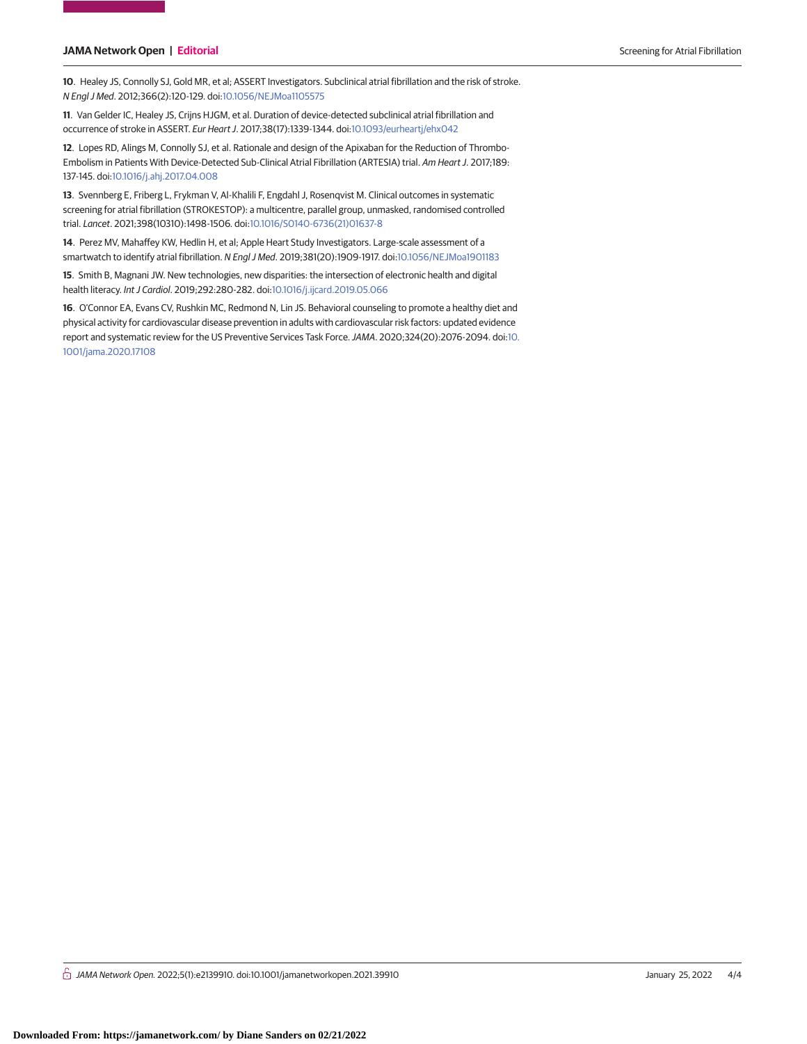**10**. Healey JS, Connolly SJ, Gold MR, et al; ASSERT Investigators. Subclinical atrial fibrillation and the risk of stroke. *N Engl J Med*. 2012;366(2):120-129. doi:10.1056/NEJMoa1105575

**11**. Van Gelder IC, Healey JS, Crijns HJGM, et al. Duration of device-detected subclinical atrial fibrillation and occurrence of stroke in ASSERT. *Eur Heart J*. 2017;38(17):1339-1344. doi:10.1093/eurheartj/ehx042

**12**. Lopes RD, Alings M, Connolly SJ, et al. Rationale and design of the Apixaban for the Reduction of Thrombo-Embolism in Patients With Device-Detected Sub-Clinical Atrial Fibrillation (ARTESIA) trial. *Am Heart J*. 2017;189:137-145. doi:10.1016/j.ahj.2017.04.008

**13**. Svennberg E, Friberg L, Frykman V, Al-Khalili F, Engdahl J, Rosenqvist M. Clinical outcomes in systematic screening for atrial fibrillation (STROKESTOP): a multicentre, parallel group, unmasked, randomised controlled trial. *Lancet*. 2021;398(10310):1498-1506. doi:10.1016/S0140-6736(21)01637-8

**14**. Perez MV, Mahaffey KW, Hedlin H, et al; Apple Heart Study Investigators. Large-scale assessment of a smartwatch to identify atrial fibrillation. *N Engl J Med*. 2019;381(20):1909-1917. doi:10.1056/NEJMoa1901183

**15**. Smith B, Magnani JW. New technologies, new disparities: the intersection of electronic health and digital health literacy. *Int J Cardiol*. 2019;292:280-282. doi:10.1016/j.ijcard.2019.05.066

**16**. O'Connor EA, Evans CV, Rushkin MC, Redmond N, Lin JS. Behavioral counseling to promote a healthy diet and physical activity for cardiovascular disease prevention in adults with cardiovascular risk factors: updated evidence report and systematic review for the US Preventive Services Task Force. *JAMA*. 2020;324(20):2076-2094. doi:10.1001/jama.2020.17108